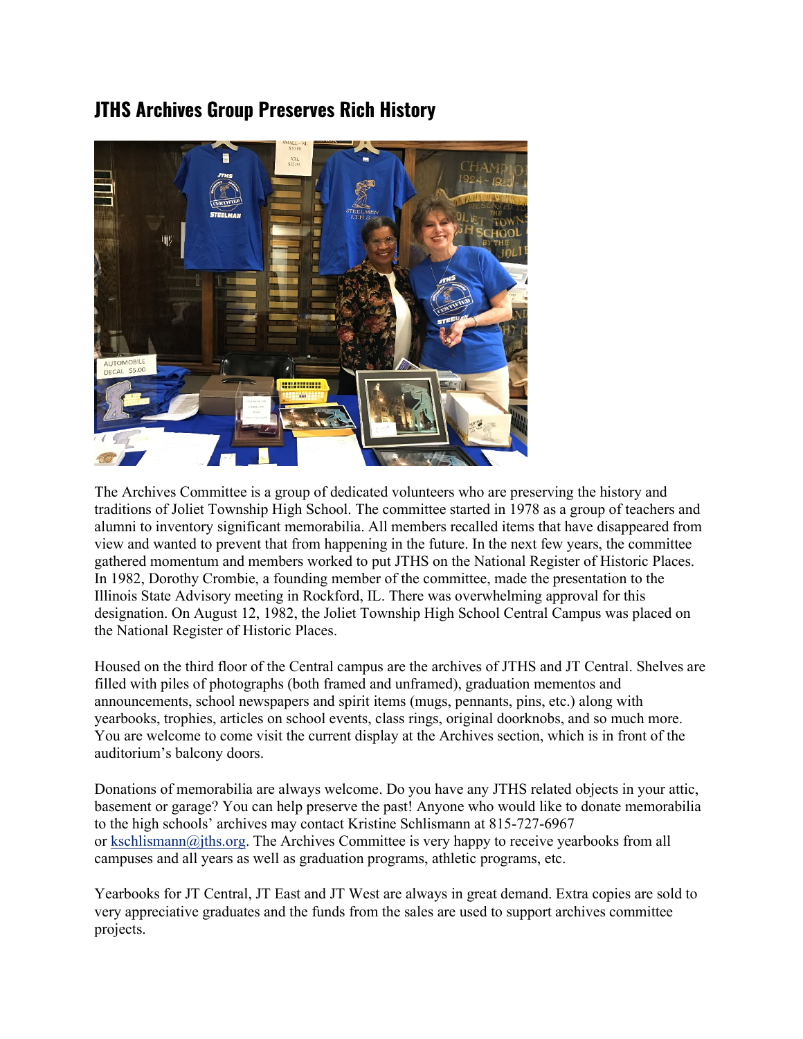# JTHS Archives Group Preserves Rich History

The Archives Committee is a group of dedicated volunteers who are preserving the history and traditions of Joliet Township High School. The committee started in 1978 as a group of teachers and alumni to inventory significant memorabilia. All members recalled items that have disappeared from view and wanted to prevent that from happening in the future. In the next few years, the committee gathered momentum and members worked to put JTHS on the National Register of Historic Places. In 1982, Dorothy Crombie, a founding member of the committee, made the presentation to the Illinois State Advisory meeting in Rockford, IL. There was overwhelming approval for this designation. On August 12, 1982, the Joliet Township High School Central Campus was placed on the National Register of Historic Places.

Housed on the third floor of the Central campus are the archives of JTHS and JT Central. Shelves are filled with piles of photographs (both framed and unframed), graduation mementos and announcements, school newspapers and spirit items (mugs, pennants, pins, etc.) along with yearbooks, trophies, articles on school events, class rings, original doorknobs, and so much more. You are welcome to come visit the current display at the Archives section, which is in front of the auditorium's balcony doors.

Donations of memorabilia are always welcome. Do you have any JTHS related objects in your attic, basement or garage? You can help preserve the past! Anyone who would like to donate memorabilia to the high schools' archives may contact Kristine Schlismann at 815-727-6967 or kschlismann@jths.org. The Archives Committee is very happy to receive yearbooks from all campuses and all years as well as graduation programs, athletic programs, etc.

Yearbooks for JT Central, JT East and JT West are always in great demand. Extra copies are sold to very appreciative graduates and the funds from the sales are used to support archives committee projects.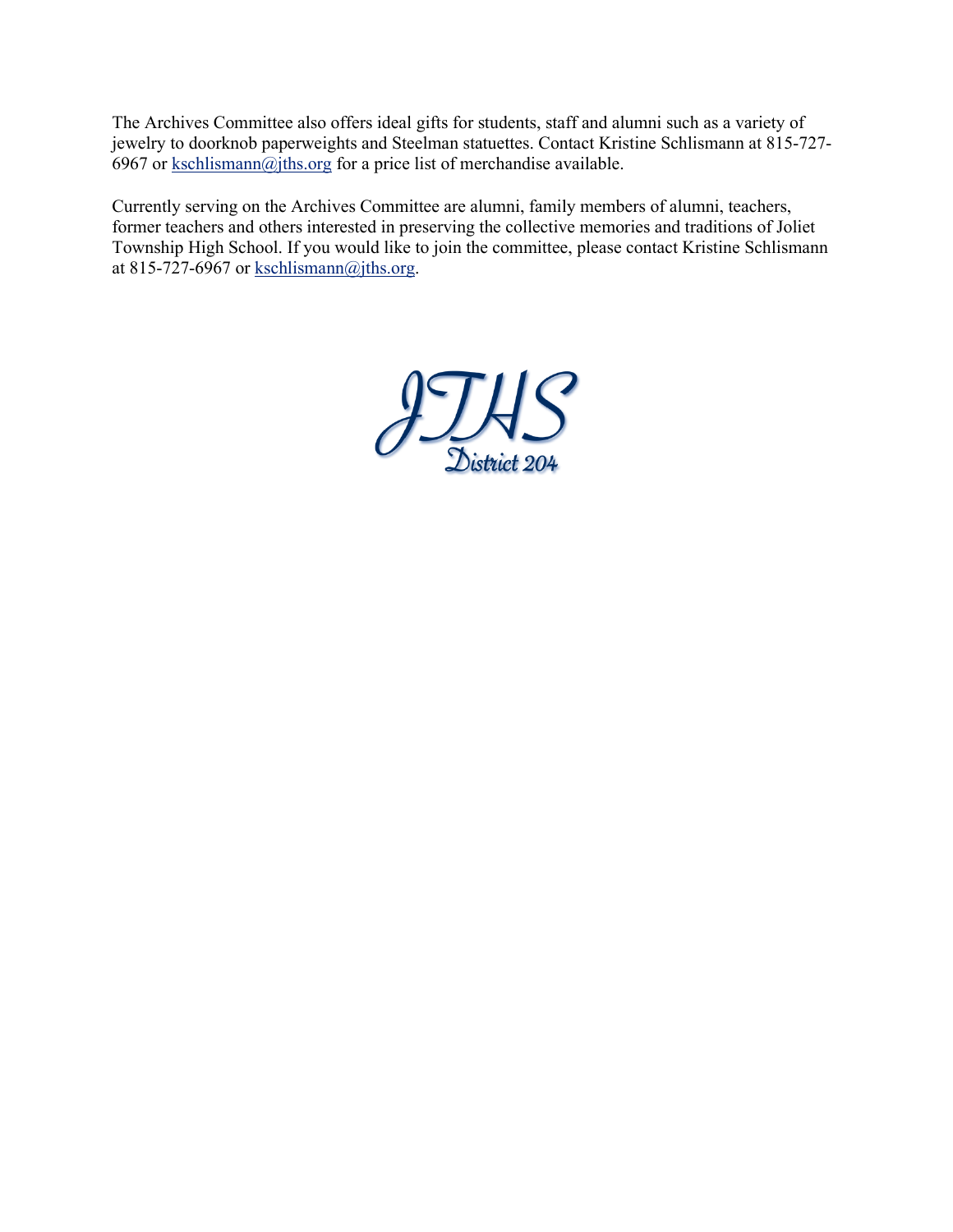The Archives Committee also offers ideal gifts for students, staff and alumni such as a variety of jewelry to doorknob paperweights and Steelman statuettes. Contact Kristine Schlismann at 815-727-6967 or kschlismann@jths.org for a price list of merchandise available.

Currently serving on the Archives Committee are alumni, family members of alumni, teachers, former teachers and others interested in preserving the collective memories and traditions of Joliet Township High School. If you would like to join the committee, please contact Kristine Schlismann at 815-727-6967 or kschlismann@jths.org.

JTHS
District 204